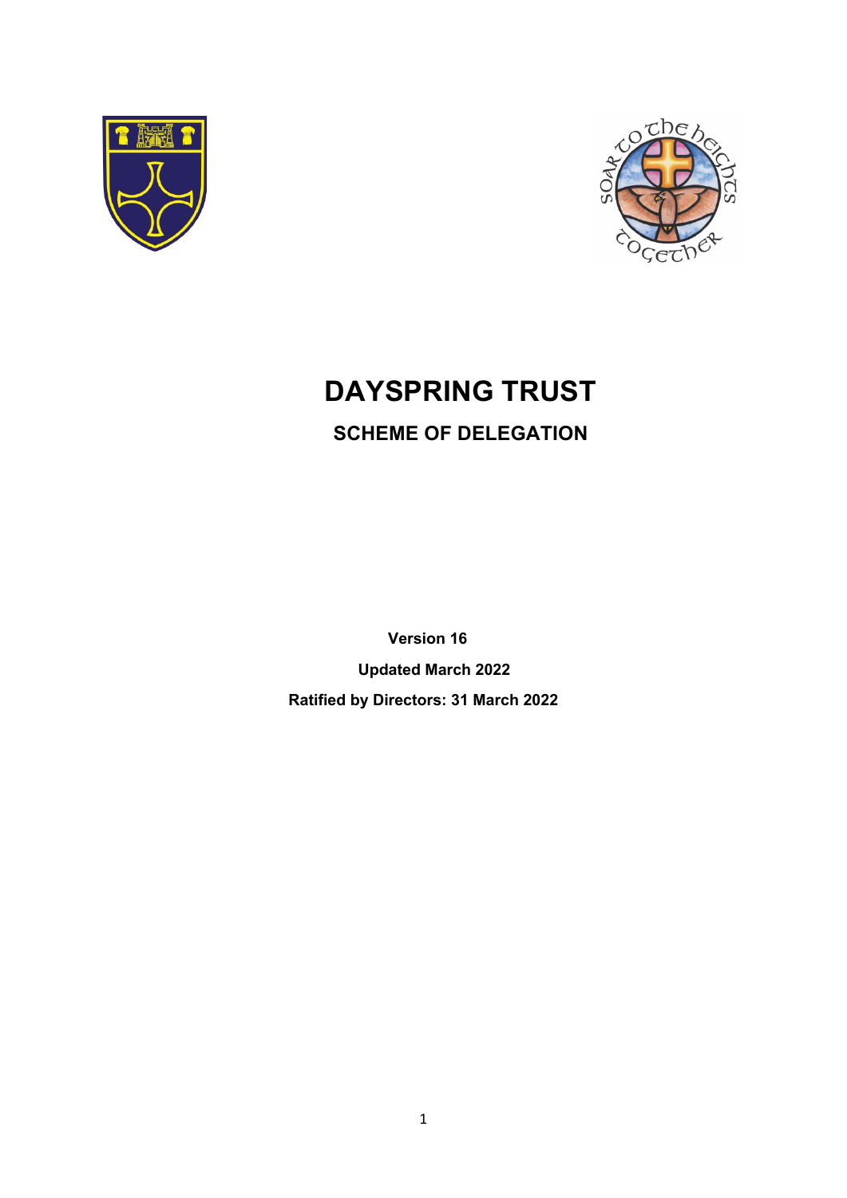# DAYSPRING TRUST

## SCHEME OF DELEGATION

**Version 16**

**Updated March 2022**

**Ratified by Directors: 31 March 2022**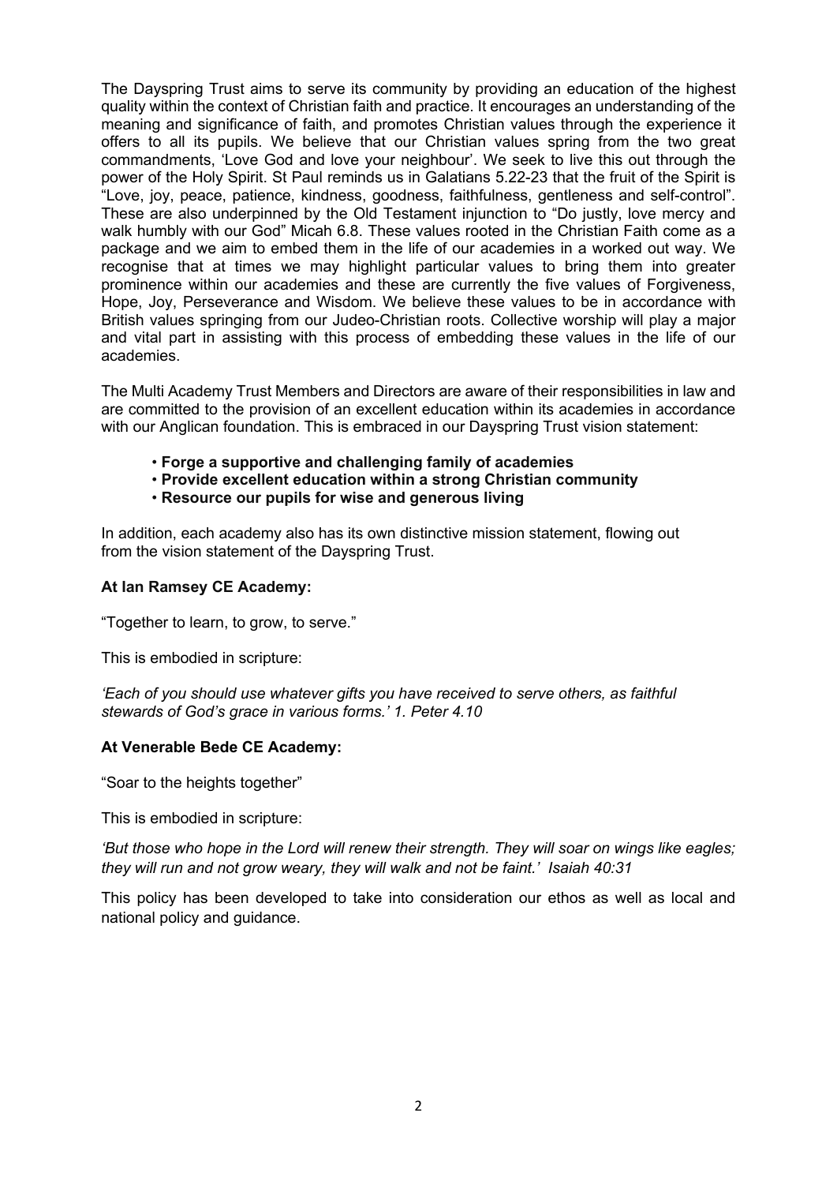The Dayspring Trust aims to serve its community by providing an education of the highest quality within the context of Christian faith and practice. It encourages an understanding of the meaning and significance of faith, and promotes Christian values through the experience it offers to all its pupils. We believe that our Christian values spring from the two great commandments, 'Love God and love your neighbour'. We seek to live this out through the power of the Holy Spirit. St Paul reminds us in Galatians 5.22-23 that the fruit of the Spirit is "Love, joy, peace, patience, kindness, goodness, faithfulness, gentleness and self-control". These are also underpinned by the Old Testament injunction to "Do justly, love mercy and walk humbly with our God" Micah 6.8. These values rooted in the Christian Faith come as a package and we aim to embed them in the life of our academies in a worked out way. We recognise that at times we may highlight particular values to bring them into greater prominence within our academies and these are currently the five values of Forgiveness, Hope, Joy, Perseverance and Wisdom. We believe these values to be in accordance with British values springing from our Judeo-Christian roots. Collective worship will play a major and vital part in assisting with this process of embedding these values in the life of our academies.

The Multi Academy Trust Members and Directors are aware of their responsibilities in law and are committed to the provision of an excellent education within its academies in accordance with our Anglican foundation. This is embraced in our Dayspring Trust vision statement:

- **Forge a supportive and challenging family of academies**
- **Provide excellent education within a strong Christian community**
- **Resource our pupils for wise and generous living**

In addition, each academy also has its own distinctive mission statement, flowing out from the vision statement of the Dayspring Trust.

**At Ian Ramsey CE Academy:**

"Together to learn, to grow, to serve."

This is embodied in scripture:

*'Each of you should use whatever gifts you have received to serve others, as faithful stewards of God's grace in various forms.' 1. Peter 4.10*

**At Venerable Bede CE Academy:**

"Soar to the heights together"

This is embodied in scripture:

*'But those who hope in the Lord will renew their strength. They will soar on wings like eagles; they will run and not grow weary, they will walk and not be faint.' Isaiah 40:31*

This policy has been developed to take into consideration our ethos as well as local and national policy and guidance.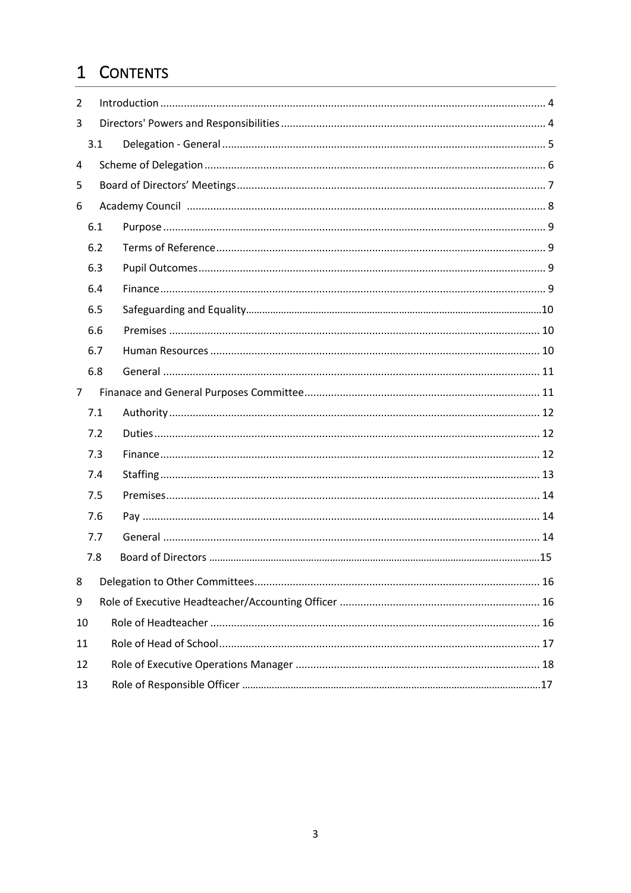# 1 CONTENTS

2 Introduction ... 4

3 Directors' Powers and Responsibilities ... 4

- 3.1 Delegation - General ... 5

4 Scheme of Delegation ... 6

5 Board of Directors' Meetings ... 7

6 Academy Council ... 8

- 6.1 Purpose ... 9
- 6.2 Terms of Reference ... 9
- 6.3 Pupil Outcomes ... 9
- 6.4 Finance ... 9
- 6.5 Safeguarding and Equality ... 10
- 6.6 Premises ... 10
- 6.7 Human Resources ... 10
- 6.8 General ... 11

7 Finanace and General Purposes Committee ... 11

- 7.1 Authority ... 12
- 7.2 Duties ... 12
- 7.3 Finance ... 12
- 7.4 Staffing ... 13
- 7.5 Premises ... 14
- 7.6 Pay ... 14
- 7.7 General ... 14
- 7.8 Board of Directors ... 15

8 Delegation to Other Committees ... 16

9 Role of Executive Headteacher/Accounting Officer ... 16

10 Role of Headteacher ... 16

11 Role of Head of School ... 17

12 Role of Executive Operations Manager ... 18

13 Role of Responsible Officer ... 17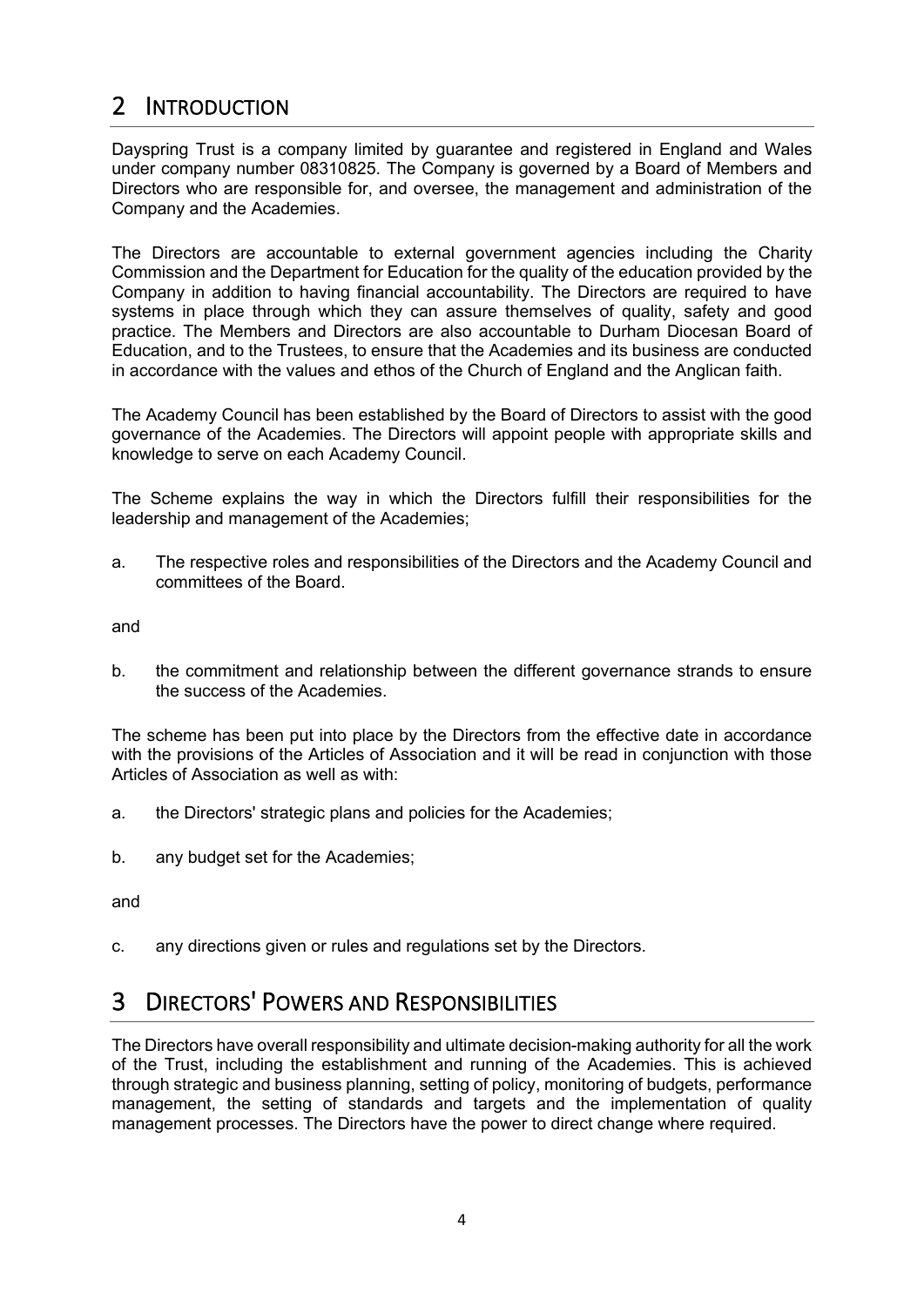## 2 INTRODUCTION

Dayspring Trust is a company limited by guarantee and registered in England and Wales under company number 08310825. The Company is governed by a Board of Members and Directors who are responsible for, and oversee, the management and administration of the Company and the Academies.

The Directors are accountable to external government agencies including the Charity Commission and the Department for Education for the quality of the education provided by the Company in addition to having financial accountability. The Directors are required to have systems in place through which they can assure themselves of quality, safety and good practice. The Members and Directors are also accountable to Durham Diocesan Board of Education, and to the Trustees, to ensure that the Academies and its business are conducted in accordance with the values and ethos of the Church of England and the Anglican faith.

The Academy Council has been established by the Board of Directors to assist with the good governance of the Academies. The Directors will appoint people with appropriate skills and knowledge to serve on each Academy Council.

The Scheme explains the way in which the Directors fulfill their responsibilities for the leadership and management of the Academies;

a. The respective roles and responsibilities of the Directors and the Academy Council and committees of the Board.

and

b. the commitment and relationship between the different governance strands to ensure the success of the Academies.

The scheme has been put into place by the Directors from the effective date in accordance with the provisions of the Articles of Association and it will be read in conjunction with those Articles of Association as well as with:

a. the Directors' strategic plans and policies for the Academies;

b. any budget set for the Academies;

and

c. any directions given or rules and regulations set by the Directors.

## 3 DIRECTORS' POWERS AND RESPONSIBILITIES

The Directors have overall responsibility and ultimate decision-making authority for all the work of the Trust, including the establishment and running of the Academies. This is achieved through strategic and business planning, setting of policy, monitoring of budgets, performance management, the setting of standards and targets and the implementation of quality management processes. The Directors have the power to direct change where required.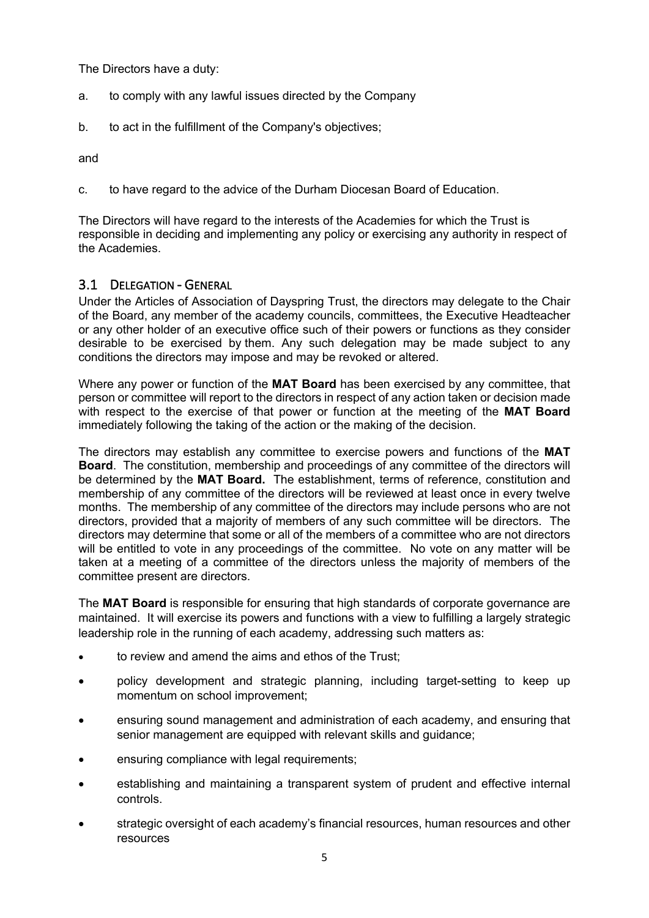The Directors have a duty:

a. to comply with any lawful issues directed by the Company

b. to act in the fulfillment of the Company's objectives;

and

c. to have regard to the advice of the Durham Diocesan Board of Education.

The Directors will have regard to the interests of the Academies for which the Trust is responsible in deciding and implementing any policy or exercising any authority in respect of the Academies.

## 3.1 Delegation - General

Under the Articles of Association of Dayspring Trust, the directors may delegate to the Chair of the Board, any member of the academy councils, committees, the Executive Headteacher or any other holder of an executive office such of their powers or functions as they consider desirable to be exercised by them. Any such delegation may be made subject to any conditions the directors may impose and may be revoked or altered.

Where any power or function of the **MAT Board** has been exercised by any committee, that person or committee will report to the directors in respect of any action taken or decision made with respect to the exercise of that power or function at the meeting of the **MAT Board** immediately following the taking of the action or the making of the decision.

The directors may establish any committee to exercise powers and functions of the **MAT Board**. The constitution, membership and proceedings of any committee of the directors will be determined by the **MAT Board.** The establishment, terms of reference, constitution and membership of any committee of the directors will be reviewed at least once in every twelve months. The membership of any committee of the directors may include persons who are not directors, provided that a majority of members of any such committee will be directors. The directors may determine that some or all of the members of a committee who are not directors will be entitled to vote in any proceedings of the committee. No vote on any matter will be taken at a meeting of a committee of the directors unless the majority of members of the committee present are directors.

The **MAT Board** is responsible for ensuring that high standards of corporate governance are maintained. It will exercise its powers and functions with a view to fulfilling a largely strategic leadership role in the running of each academy, addressing such matters as:

- to review and amend the aims and ethos of the Trust;
- policy development and strategic planning, including target-setting to keep up momentum on school improvement;
- ensuring sound management and administration of each academy, and ensuring that senior management are equipped with relevant skills and guidance;
- ensuring compliance with legal requirements;
- establishing and maintaining a transparent system of prudent and effective internal controls.
- strategic oversight of each academy's financial resources, human resources and other resources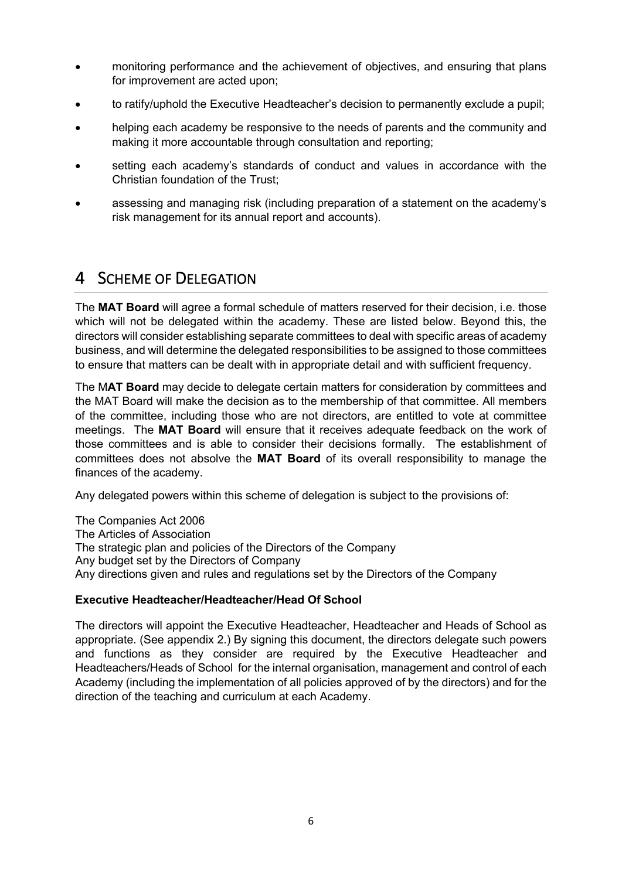- monitoring performance and the achievement of objectives, and ensuring that plans for improvement are acted upon;
- to ratify/uphold the Executive Headteacher's decision to permanently exclude a pupil;
- helping each academy be responsive to the needs of parents and the community and making it more accountable through consultation and reporting;
- setting each academy's standards of conduct and values in accordance with the Christian foundation of the Trust;
- assessing and managing risk (including preparation of a statement on the academy's risk management for its annual report and accounts).

# 4 Scheme of Delegation

The **MAT Board** will agree a formal schedule of matters reserved for their decision, i.e. those which will not be delegated within the academy. These are listed below. Beyond this, the directors will consider establishing separate committees to deal with specific areas of academy business, and will determine the delegated responsibilities to be assigned to those committees to ensure that matters can be dealt with in appropriate detail and with sufficient frequency.

The M**AT Board** may decide to delegate certain matters for consideration by committees and the MAT Board will make the decision as to the membership of that committee. All members of the committee, including those who are not directors, are entitled to vote at committee meetings. The **MAT Board** will ensure that it receives adequate feedback on the work of those committees and is able to consider their decisions formally. The establishment of committees does not absolve the **MAT Board** of its overall responsibility to manage the finances of the academy.

Any delegated powers within this scheme of delegation is subject to the provisions of:

The Companies Act 2006
The Articles of Association
The strategic plan and policies of the Directors of the Company
Any budget set by the Directors of Company
Any directions given and rules and regulations set by the Directors of the Company

**Executive Headteacher/Headteacher/Head Of School**

The directors will appoint the Executive Headteacher, Headteacher and Heads of School as appropriate. (See appendix 2.) By signing this document, the directors delegate such powers and functions as they consider are required by the Executive Headteacher and Headteachers/Heads of School for the internal organisation, management and control of each Academy (including the implementation of all policies approved of by the directors) and for the direction of the teaching and curriculum at each Academy.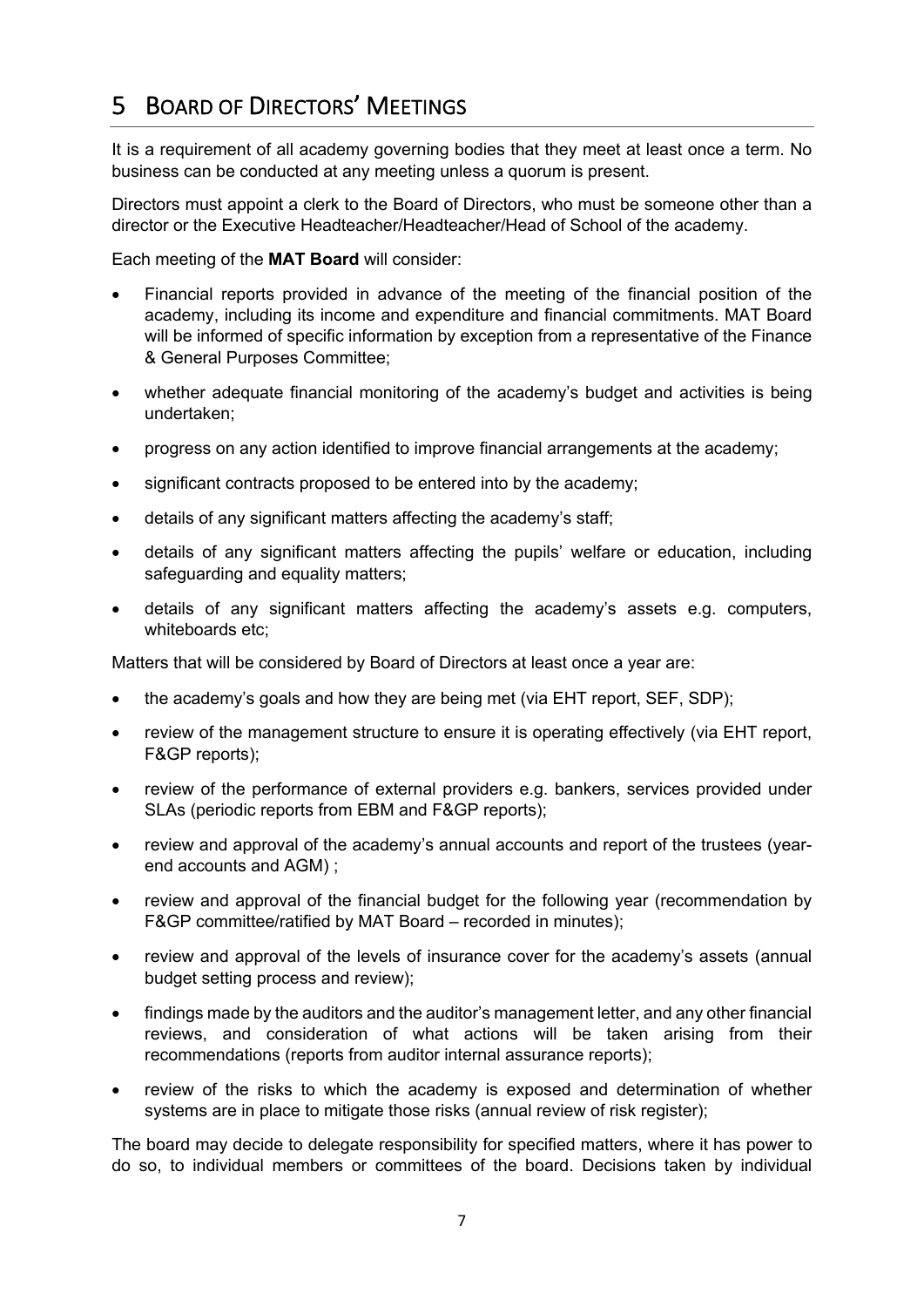# 5 Board of Directors' Meetings

It is a requirement of all academy governing bodies that they meet at least once a term. No business can be conducted at any meeting unless a quorum is present.

Directors must appoint a clerk to the Board of Directors, who must be someone other than a director or the Executive Headteacher/Headteacher/Head of School of the academy.

Each meeting of the **MAT Board** will consider:

- Financial reports provided in advance of the meeting of the financial position of the academy, including its income and expenditure and financial commitments. MAT Board will be informed of specific information by exception from a representative of the Finance & General Purposes Committee;
- whether adequate financial monitoring of the academy's budget and activities is being undertaken;
- progress on any action identified to improve financial arrangements at the academy;
- significant contracts proposed to be entered into by the academy;
- details of any significant matters affecting the academy's staff;
- details of any significant matters affecting the pupils' welfare or education, including safeguarding and equality matters;
- details of any significant matters affecting the academy's assets e.g. computers, whiteboards etc;

Matters that will be considered by Board of Directors at least once a year are:

- the academy's goals and how they are being met (via EHT report, SEF, SDP);
- review of the management structure to ensure it is operating effectively (via EHT report, F&GP reports);
- review of the performance of external providers e.g. bankers, services provided under SLAs (periodic reports from EBM and F&GP reports);
- review and approval of the academy's annual accounts and report of the trustees (year-end accounts and AGM) ;
- review and approval of the financial budget for the following year (recommendation by F&GP committee/ratified by MAT Board – recorded in minutes);
- review and approval of the levels of insurance cover for the academy's assets (annual budget setting process and review);
- findings made by the auditors and the auditor's management letter, and any other financial reviews, and consideration of what actions will be taken arising from their recommendations (reports from auditor internal assurance reports);
- review of the risks to which the academy is exposed and determination of whether systems are in place to mitigate those risks (annual review of risk register);

The board may decide to delegate responsibility for specified matters, where it has power to do so, to individual members or committees of the board. Decisions taken by individual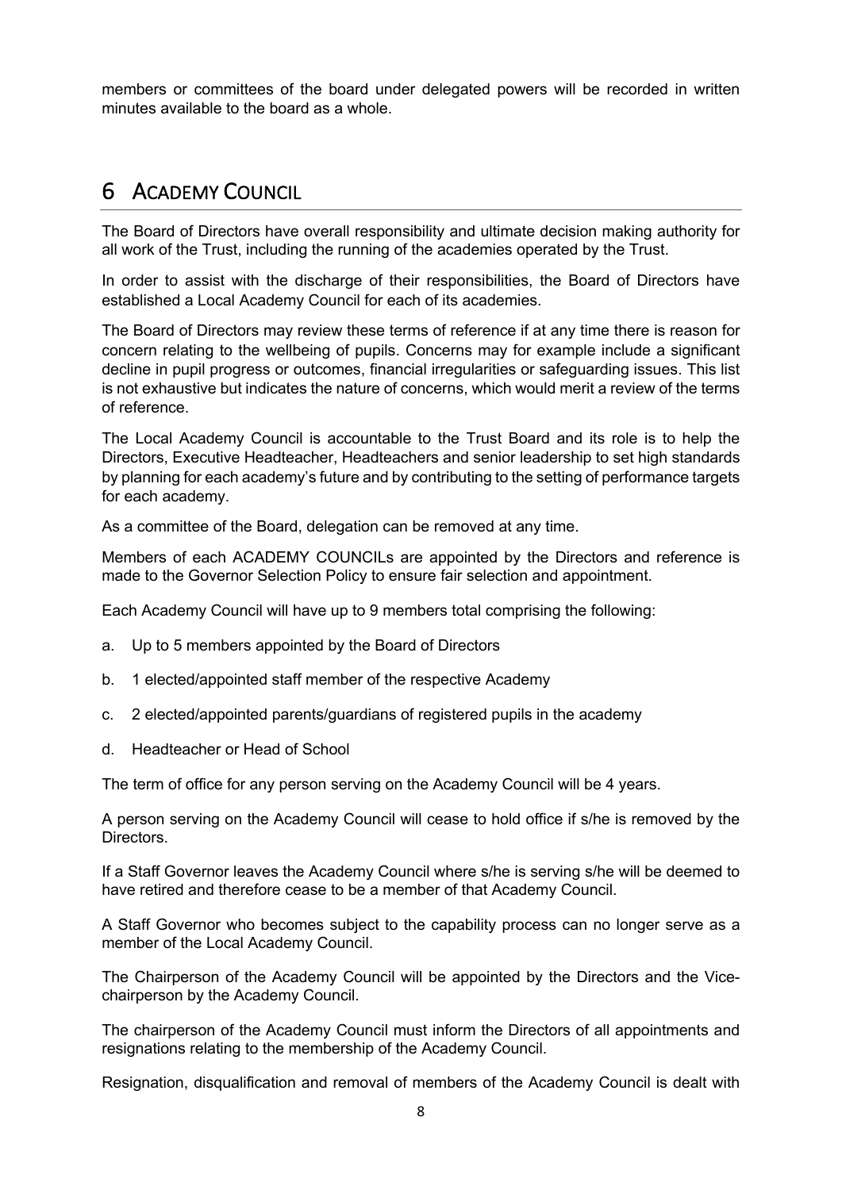members or committees of the board under delegated powers will be recorded in written minutes available to the board as a whole.

# 6 Academy Council

The Board of Directors have overall responsibility and ultimate decision making authority for all work of the Trust, including the running of the academies operated by the Trust.

In order to assist with the discharge of their responsibilities, the Board of Directors have established a Local Academy Council for each of its academies.

The Board of Directors may review these terms of reference if at any time there is reason for concern relating to the wellbeing of pupils. Concerns may for example include a significant decline in pupil progress or outcomes, financial irregularities or safeguarding issues. This list is not exhaustive but indicates the nature of concerns, which would merit a review of the terms of reference.

The Local Academy Council is accountable to the Trust Board and its role is to help the Directors, Executive Headteacher, Headteachers and senior leadership to set high standards by planning for each academy's future and by contributing to the setting of performance targets for each academy.

As a committee of the Board, delegation can be removed at any time.

Members of each ACADEMY COUNCILs are appointed by the Directors and reference is made to the Governor Selection Policy to ensure fair selection and appointment.

Each Academy Council will have up to 9 members total comprising the following:

a. Up to 5 members appointed by the Board of Directors

b. 1 elected/appointed staff member of the respective Academy

c. 2 elected/appointed parents/guardians of registered pupils in the academy

d. Headteacher or Head of School

The term of office for any person serving on the Academy Council will be 4 years.

A person serving on the Academy Council will cease to hold office if s/he is removed by the Directors.

If a Staff Governor leaves the Academy Council where s/he is serving s/he will be deemed to have retired and therefore cease to be a member of that Academy Council.

A Staff Governor who becomes subject to the capability process can no longer serve as a member of the Local Academy Council.

The Chairperson of the Academy Council will be appointed by the Directors and the Vice-chairperson by the Academy Council.

The chairperson of the Academy Council must inform the Directors of all appointments and resignations relating to the membership of the Academy Council.

Resignation, disqualification and removal of members of the Academy Council is dealt with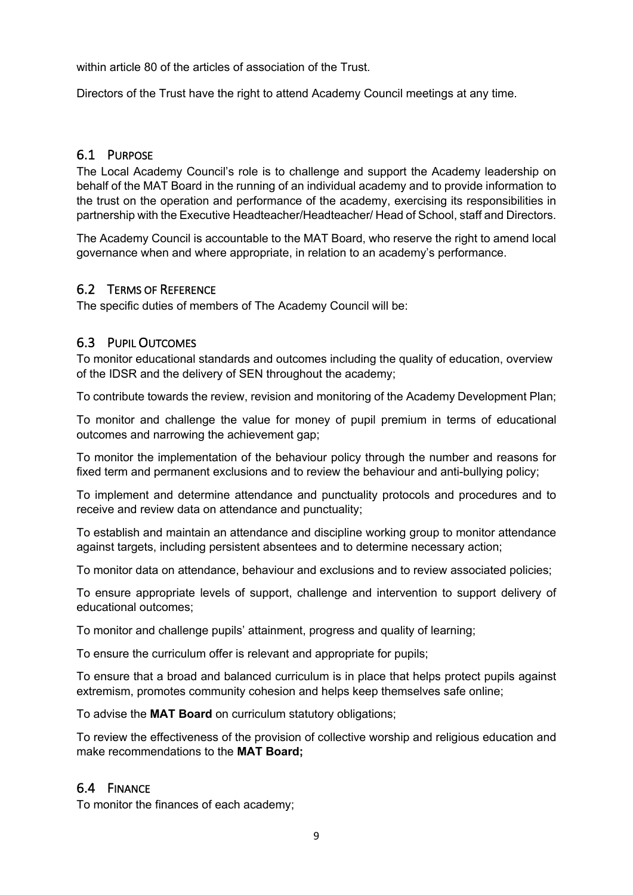within article 80 of the articles of association of the Trust.

Directors of the Trust have the right to attend Academy Council meetings at any time.

## 6.1 Purpose

The Local Academy Council's role is to challenge and support the Academy leadership on behalf of the MAT Board in the running of an individual academy and to provide information to the trust on the operation and performance of the academy, exercising its responsibilities in partnership with the Executive Headteacher/Headteacher/ Head of School, staff and Directors.

The Academy Council is accountable to the MAT Board, who reserve the right to amend local governance when and where appropriate, in relation to an academy's performance.

## 6.2 Terms of Reference

The specific duties of members of The Academy Council will be:

## 6.3 Pupil Outcomes

To monitor educational standards and outcomes including the quality of education, overview of the IDSR and the delivery of SEN throughout the academy;

To contribute towards the review, revision and monitoring of the Academy Development Plan;

To monitor and challenge the value for money of pupil premium in terms of educational outcomes and narrowing the achievement gap;

To monitor the implementation of the behaviour policy through the number and reasons for fixed term and permanent exclusions and to review the behaviour and anti-bullying policy;

To implement and determine attendance and punctuality protocols and procedures and to receive and review data on attendance and punctuality;

To establish and maintain an attendance and discipline working group to monitor attendance against targets, including persistent absentees and to determine necessary action;

To monitor data on attendance, behaviour and exclusions and to review associated policies;

To ensure appropriate levels of support, challenge and intervention to support delivery of educational outcomes;

To monitor and challenge pupils' attainment, progress and quality of learning;

To ensure the curriculum offer is relevant and appropriate for pupils;

To ensure that a broad and balanced curriculum is in place that helps protect pupils against extremism, promotes community cohesion and helps keep themselves safe online;

To advise the **MAT Board** on curriculum statutory obligations;

To review the effectiveness of the provision of collective worship and religious education and make recommendations to the **MAT Board;**

## 6.4 Finance

To monitor the finances of each academy;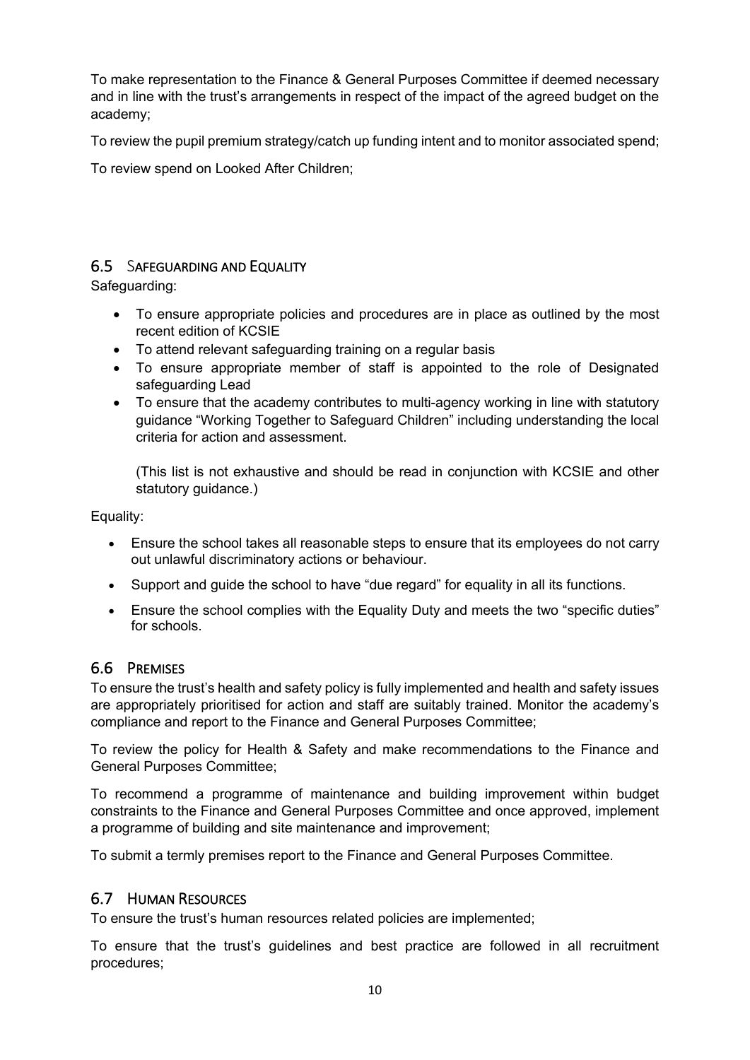To make representation to the Finance & General Purposes Committee if deemed necessary and in line with the trust's arrangements in respect of the impact of the agreed budget on the academy;

To review the pupil premium strategy/catch up funding intent and to monitor associated spend;

To review spend on Looked After Children;

## 6.5 Safeguarding and Equality

Safeguarding:

- To ensure appropriate policies and procedures are in place as outlined by the most recent edition of KCSIE
- To attend relevant safeguarding training on a regular basis
- To ensure appropriate member of staff is appointed to the role of Designated safeguarding Lead
- To ensure that the academy contributes to multi-agency working in line with statutory guidance "Working Together to Safeguard Children" including understanding the local criteria for action and assessment.

  (This list is not exhaustive and should be read in conjunction with KCSIE and other statutory guidance.)

Equality:

- Ensure the school takes all reasonable steps to ensure that its employees do not carry out unlawful discriminatory actions or behaviour.
- Support and guide the school to have "due regard" for equality in all its functions.
- Ensure the school complies with the Equality Duty and meets the two "specific duties" for schools.

## 6.6 Premises

To ensure the trust's health and safety policy is fully implemented and health and safety issues are appropriately prioritised for action and staff are suitably trained. Monitor the academy's compliance and report to the Finance and General Purposes Committee;

To review the policy for Health & Safety and make recommendations to the Finance and General Purposes Committee;

To recommend a programme of maintenance and building improvement within budget constraints to the Finance and General Purposes Committee and once approved, implement a programme of building and site maintenance and improvement;

To submit a termly premises report to the Finance and General Purposes Committee.

## 6.7 Human Resources

To ensure the trust's human resources related policies are implemented;

To ensure that the trust's guidelines and best practice are followed in all recruitment procedures;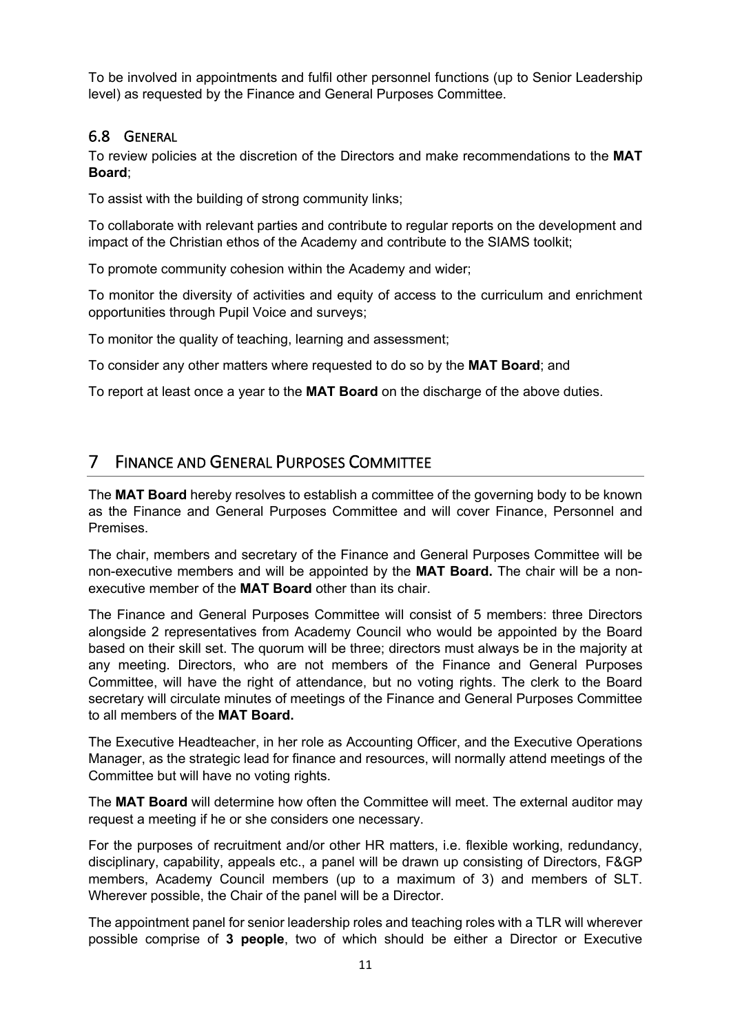To be involved in appointments and fulfil other personnel functions (up to Senior Leadership level) as requested by the Finance and General Purposes Committee.

### 6.8 General

To review policies at the discretion of the Directors and make recommendations to the **MAT Board**;

To assist with the building of strong community links;

To collaborate with relevant parties and contribute to regular reports on the development and impact of the Christian ethos of the Academy and contribute to the SIAMS toolkit;

To promote community cohesion within the Academy and wider;

To monitor the diversity of activities and equity of access to the curriculum and enrichment opportunities through Pupil Voice and surveys;

To monitor the quality of teaching, learning and assessment;

To consider any other matters where requested to do so by the **MAT Board**; and

To report at least once a year to the **MAT Board** on the discharge of the above duties.

## 7 Finance and General Purposes Committee

The **MAT Board** hereby resolves to establish a committee of the governing body to be known as the Finance and General Purposes Committee and will cover Finance, Personnel and Premises.

The chair, members and secretary of the Finance and General Purposes Committee will be non-executive members and will be appointed by the **MAT Board.** The chair will be a non-executive member of the **MAT Board** other than its chair.

The Finance and General Purposes Committee will consist of 5 members: three Directors alongside 2 representatives from Academy Council who would be appointed by the Board based on their skill set. The quorum will be three; directors must always be in the majority at any meeting. Directors, who are not members of the Finance and General Purposes Committee, will have the right of attendance, but no voting rights. The clerk to the Board secretary will circulate minutes of meetings of the Finance and General Purposes Committee to all members of the **MAT Board.**

The Executive Headteacher, in her role as Accounting Officer, and the Executive Operations Manager, as the strategic lead for finance and resources, will normally attend meetings of the Committee but will have no voting rights.

The **MAT Board** will determine how often the Committee will meet. The external auditor may request a meeting if he or she considers one necessary.

For the purposes of recruitment and/or other HR matters, i.e. flexible working, redundancy, disciplinary, capability, appeals etc., a panel will be drawn up consisting of Directors, F&GP members, Academy Council members (up to a maximum of 3) and members of SLT. Wherever possible, the Chair of the panel will be a Director.

The appointment panel for senior leadership roles and teaching roles with a TLR will wherever possible comprise of **3 people**, two of which should be either a Director or Executive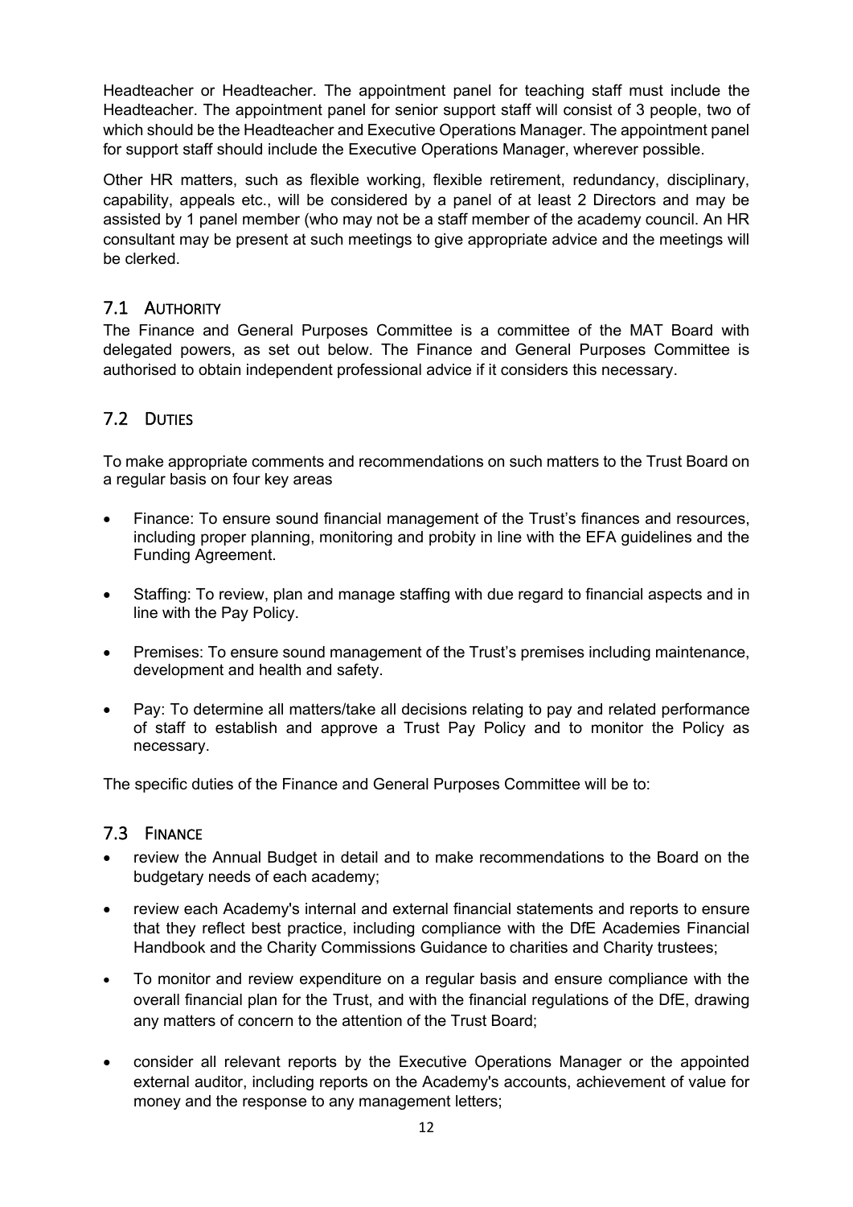Headteacher or Headteacher. The appointment panel for teaching staff must include the Headteacher. The appointment panel for senior support staff will consist of 3 people, two of which should be the Headteacher and Executive Operations Manager. The appointment panel for support staff should include the Executive Operations Manager, wherever possible.

Other HR matters, such as flexible working, flexible retirement, redundancy, disciplinary, capability, appeals etc., will be considered by a panel of at least 2 Directors and may be assisted by 1 panel member (who may not be a staff member of the academy council. An HR consultant may be present at such meetings to give appropriate advice and the meetings will be clerked.

## 7.1 Authority

The Finance and General Purposes Committee is a committee of the MAT Board with delegated powers, as set out below. The Finance and General Purposes Committee is authorised to obtain independent professional advice if it considers this necessary.

## 7.2 Duties

To make appropriate comments and recommendations on such matters to the Trust Board on a regular basis on four key areas

- Finance: To ensure sound financial management of the Trust's finances and resources, including proper planning, monitoring and probity in line with the EFA guidelines and the Funding Agreement.
- Staffing: To review, plan and manage staffing with due regard to financial aspects and in line with the Pay Policy.
- Premises: To ensure sound management of the Trust's premises including maintenance, development and health and safety.
- Pay: To determine all matters/take all decisions relating to pay and related performance of staff to establish and approve a Trust Pay Policy and to monitor the Policy as necessary.

The specific duties of the Finance and General Purposes Committee will be to:

## 7.3 Finance

- review the Annual Budget in detail and to make recommendations to the Board on the budgetary needs of each academy;
- review each Academy's internal and external financial statements and reports to ensure that they reflect best practice, including compliance with the DfE Academies Financial Handbook and the Charity Commissions Guidance to charities and Charity trustees;
- To monitor and review expenditure on a regular basis and ensure compliance with the overall financial plan for the Trust, and with the financial regulations of the DfE, drawing any matters of concern to the attention of the Trust Board;
- consider all relevant reports by the Executive Operations Manager or the appointed external auditor, including reports on the Academy's accounts, achievement of value for money and the response to any management letters;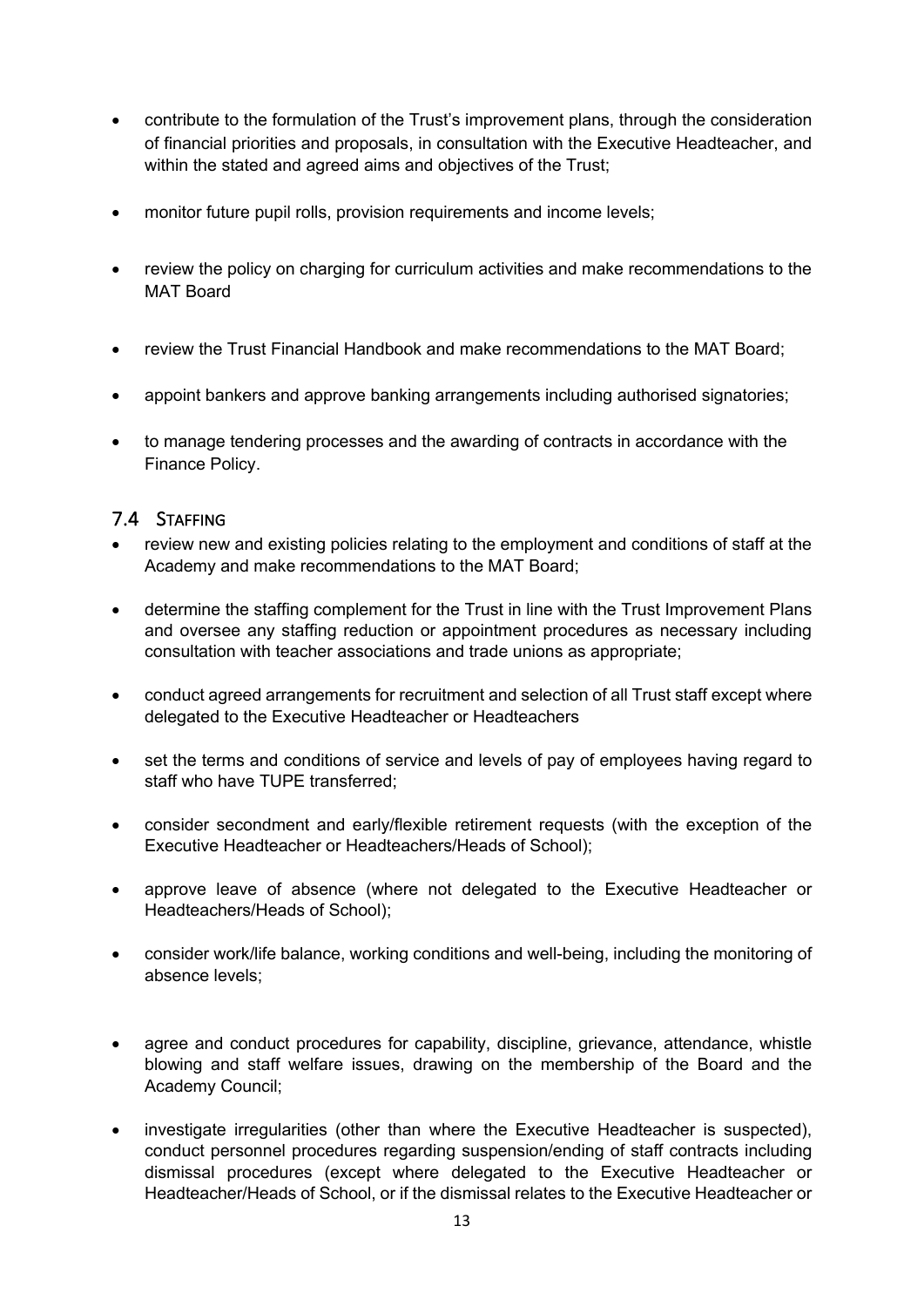- contribute to the formulation of the Trust's improvement plans, through the consideration of financial priorities and proposals, in consultation with the Executive Headteacher, and within the stated and agreed aims and objectives of the Trust;
- monitor future pupil rolls, provision requirements and income levels;
- review the policy on charging for curriculum activities and make recommendations to the MAT Board
- review the Trust Financial Handbook and make recommendations to the MAT Board;
- appoint bankers and approve banking arrangements including authorised signatories;
- to manage tendering processes and the awarding of contracts in accordance with the Finance Policy.

## 7.4 Staffing

- review new and existing policies relating to the employment and conditions of staff at the Academy and make recommendations to the MAT Board;
- determine the staffing complement for the Trust in line with the Trust Improvement Plans and oversee any staffing reduction or appointment procedures as necessary including consultation with teacher associations and trade unions as appropriate;
- conduct agreed arrangements for recruitment and selection of all Trust staff except where delegated to the Executive Headteacher or Headteachers
- set the terms and conditions of service and levels of pay of employees having regard to staff who have TUPE transferred;
- consider secondment and early/flexible retirement requests (with the exception of the Executive Headteacher or Headteachers/Heads of School);
- approve leave of absence (where not delegated to the Executive Headteacher or Headteachers/Heads of School);
- consider work/life balance, working conditions and well-being, including the monitoring of absence levels;
- agree and conduct procedures for capability, discipline, grievance, attendance, whistle blowing and staff welfare issues, drawing on the membership of the Board and the Academy Council;
- investigate irregularities (other than where the Executive Headteacher is suspected), conduct personnel procedures regarding suspension/ending of staff contracts including dismissal procedures (except where delegated to the Executive Headteacher or Headteacher/Heads of School, or if the dismissal relates to the Executive Headteacher or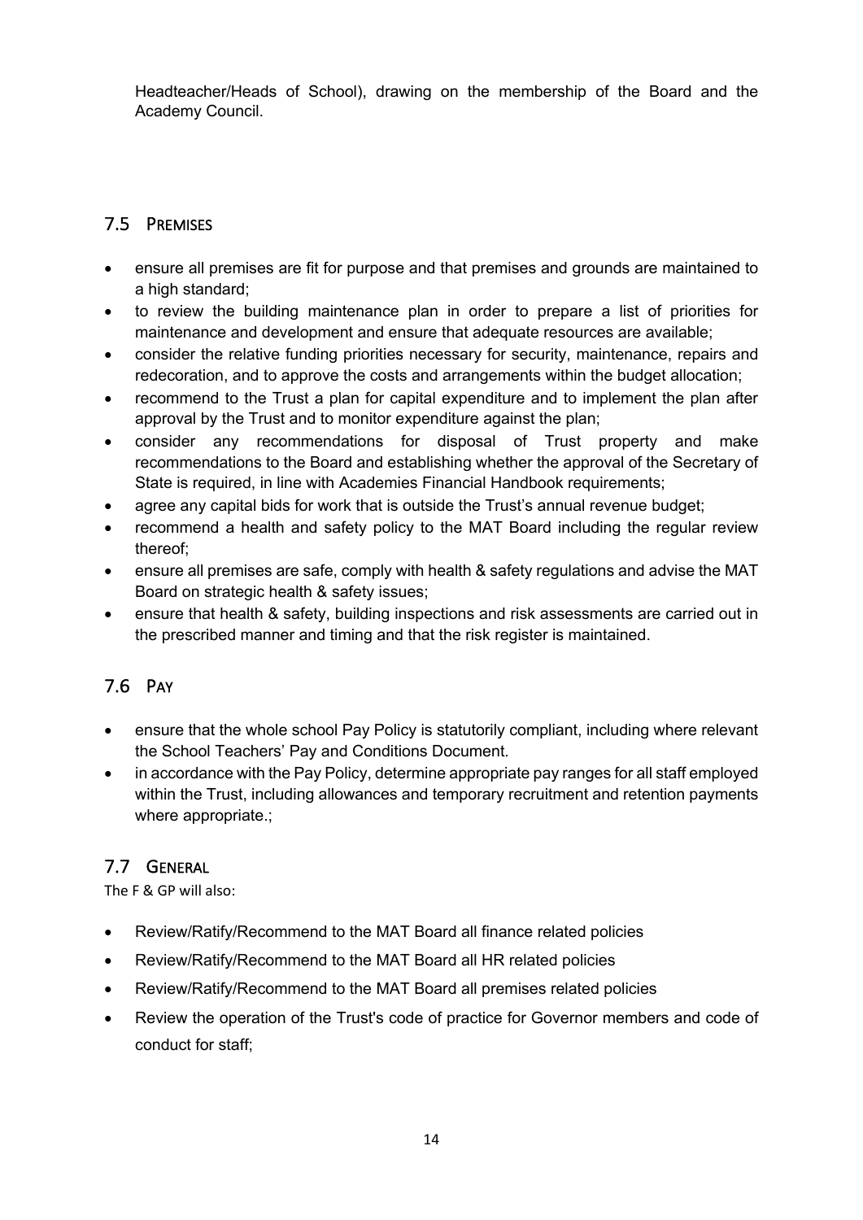Headteacher/Heads of School), drawing on the membership of the Board and the Academy Council.

## 7.5 Premises

- ensure all premises are fit for purpose and that premises and grounds are maintained to a high standard;
- to review the building maintenance plan in order to prepare a list of priorities for maintenance and development and ensure that adequate resources are available;
- consider the relative funding priorities necessary for security, maintenance, repairs and redecoration, and to approve the costs and arrangements within the budget allocation;
- recommend to the Trust a plan for capital expenditure and to implement the plan after approval by the Trust and to monitor expenditure against the plan;
- consider any recommendations for disposal of Trust property and make recommendations to the Board and establishing whether the approval of the Secretary of State is required, in line with Academies Financial Handbook requirements;
- agree any capital bids for work that is outside the Trust's annual revenue budget;
- recommend a health and safety policy to the MAT Board including the regular review thereof;
- ensure all premises are safe, comply with health & safety regulations and advise the MAT Board on strategic health & safety issues;
- ensure that health & safety, building inspections and risk assessments are carried out in the prescribed manner and timing and that the risk register is maintained.

## 7.6 Pay

- ensure that the whole school Pay Policy is statutorily compliant, including where relevant the School Teachers' Pay and Conditions Document.
- in accordance with the Pay Policy, determine appropriate pay ranges for all staff employed within the Trust, including allowances and temporary recruitment and retention payments where appropriate.;

## 7.7 General

The F & GP will also:

- Review/Ratify/Recommend to the MAT Board all finance related policies
- Review/Ratify/Recommend to the MAT Board all HR related policies
- Review/Ratify/Recommend to the MAT Board all premises related policies
- Review the operation of the Trust's code of practice for Governor members and code of conduct for staff;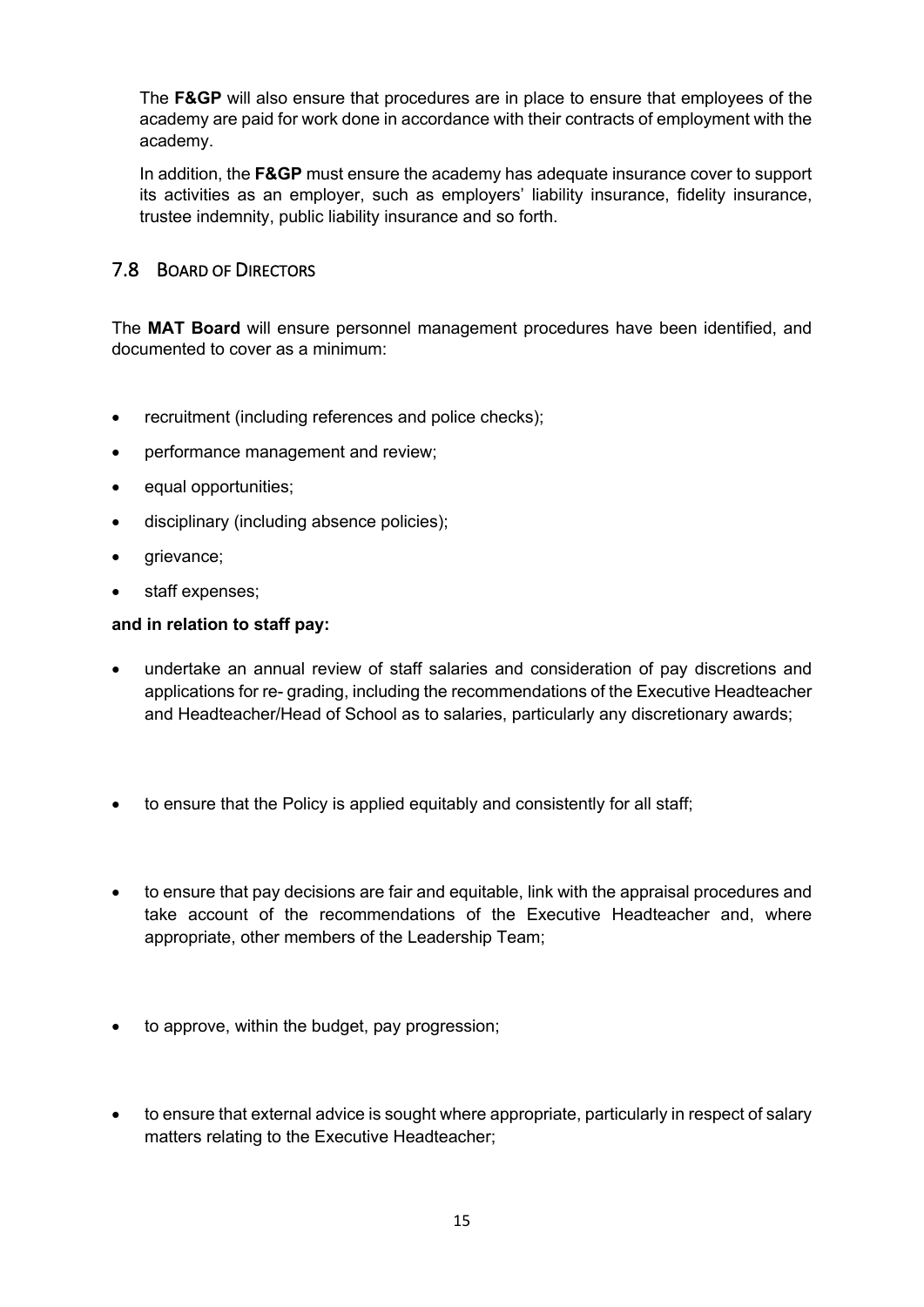The **F&GP** will also ensure that procedures are in place to ensure that employees of the academy are paid for work done in accordance with their contracts of employment with the academy.

In addition, the **F&GP** must ensure the academy has adequate insurance cover to support its activities as an employer, such as employers' liability insurance, fidelity insurance, trustee indemnity, public liability insurance and so forth.

## 7.8 Board of Directors

The **MAT Board** will ensure personnel management procedures have been identified, and documented to cover as a minimum:

- recruitment (including references and police checks);
- performance management and review;
- equal opportunities;
- disciplinary (including absence policies);
- grievance;
- staff expenses;

**and in relation to staff pay:**

- undertake an annual review of staff salaries and consideration of pay discretions and applications for re- grading, including the recommendations of the Executive Headteacher and Headteacher/Head of School as to salaries, particularly any discretionary awards;
- to ensure that the Policy is applied equitably and consistently for all staff;
- to ensure that pay decisions are fair and equitable, link with the appraisal procedures and take account of the recommendations of the Executive Headteacher and, where appropriate, other members of the Leadership Team;
- to approve, within the budget, pay progression;
- to ensure that external advice is sought where appropriate, particularly in respect of salary matters relating to the Executive Headteacher;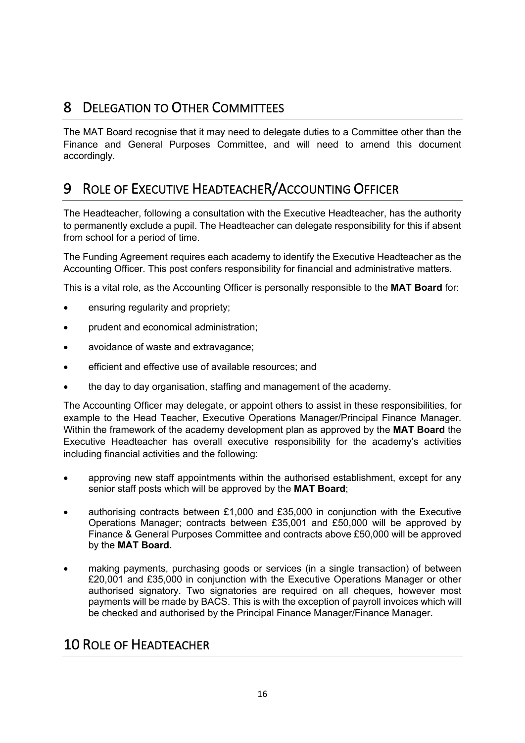# 8 DELEGATION TO OTHER COMMITTEES

The MAT Board recognise that it may need to delegate duties to a Committee other than the Finance and General Purposes Committee, and will need to amend this document accordingly.

# 9 ROLE OF EXECUTIVE HEADTEACHER/ACCOUNTING OFFICER

The Headteacher, following a consultation with the Executive Headteacher, has the authority to permanently exclude a pupil. The Headteacher can delegate responsibility for this if absent from school for a period of time.

The Funding Agreement requires each academy to identify the Executive Headteacher as the Accounting Officer. This post confers responsibility for financial and administrative matters.

This is a vital role, as the Accounting Officer is personally responsible to the **MAT Board** for:

- ensuring regularity and propriety;
- prudent and economical administration;
- avoidance of waste and extravagance;
- efficient and effective use of available resources; and
- the day to day organisation, staffing and management of the academy.

The Accounting Officer may delegate, or appoint others to assist in these responsibilities, for example to the Head Teacher, Executive Operations Manager/Principal Finance Manager. Within the framework of the academy development plan as approved by the **MAT Board** the Executive Headteacher has overall executive responsibility for the academy's activities including financial activities and the following:

- approving new staff appointments within the authorised establishment, except for any senior staff posts which will be approved by the **MAT Board**;
- authorising contracts between £1,000 and £35,000 in conjunction with the Executive Operations Manager; contracts between £35,001 and £50,000 will be approved by Finance & General Purposes Committee and contracts above £50,000 will be approved by the **MAT Board.**
- making payments, purchasing goods or services (in a single transaction) of between £20,001 and £35,000 in conjunction with the Executive Operations Manager or other authorised signatory. Two signatories are required on all cheques, however most payments will be made by BACS. This is with the exception of payroll invoices which will be checked and authorised by the Principal Finance Manager/Finance Manager.

# 10 ROLE OF HEADTEACHER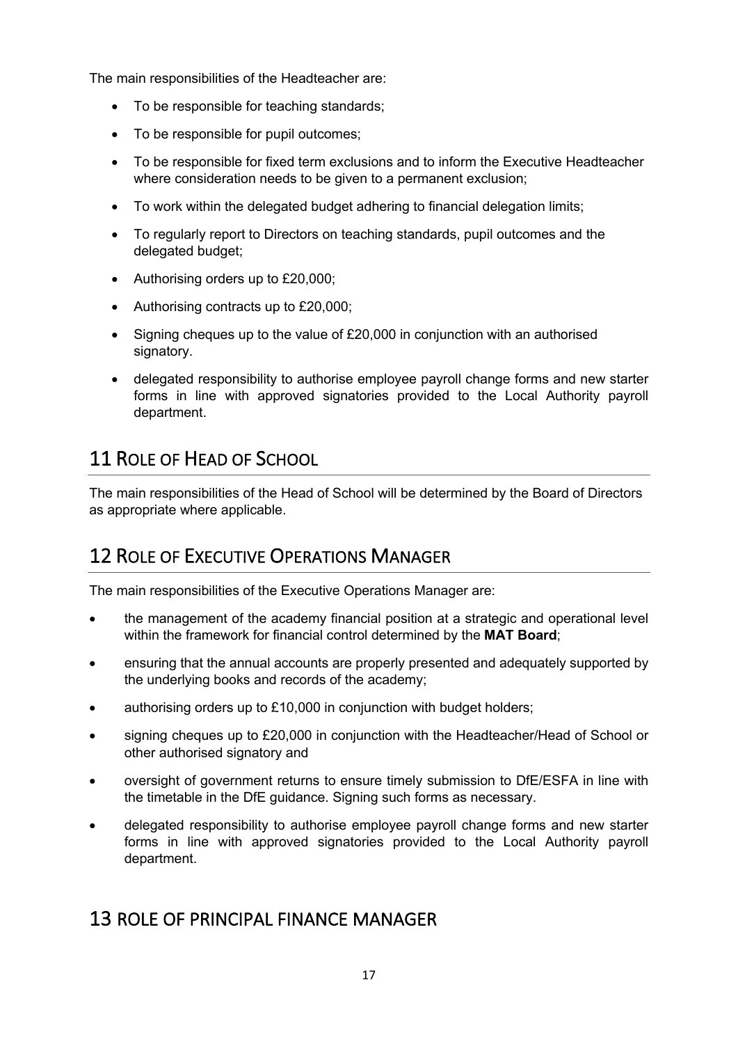The main responsibilities of the Headteacher are:

- To be responsible for teaching standards;
- To be responsible for pupil outcomes;
- To be responsible for fixed term exclusions and to inform the Executive Headteacher where consideration needs to be given to a permanent exclusion;
- To work within the delegated budget adhering to financial delegation limits;
- To regularly report to Directors on teaching standards, pupil outcomes and the delegated budget;
- Authorising orders up to £20,000;
- Authorising contracts up to £20,000;
- Signing cheques up to the value of £20,000 in conjunction with an authorised signatory.
- delegated responsibility to authorise employee payroll change forms and new starter forms in line with approved signatories provided to the Local Authority payroll department.

## 11 Role of Head of School

The main responsibilities of the Head of School will be determined by the Board of Directors as appropriate where applicable.

## 12 Role of Executive Operations Manager

The main responsibilities of the Executive Operations Manager are:

- the management of the academy financial position at a strategic and operational level within the framework for financial control determined by the **MAT Board**;
- ensuring that the annual accounts are properly presented and adequately supported by the underlying books and records of the academy;
- authorising orders up to £10,000 in conjunction with budget holders;
- signing cheques up to £20,000 in conjunction with the Headteacher/Head of School or other authorised signatory and
- oversight of government returns to ensure timely submission to DfE/ESFA in line with the timetable in the DfE guidance. Signing such forms as necessary.
- delegated responsibility to authorise employee payroll change forms and new starter forms in line with approved signatories provided to the Local Authority payroll department.

## 13 ROLE OF PRINCIPAL FINANCE MANAGER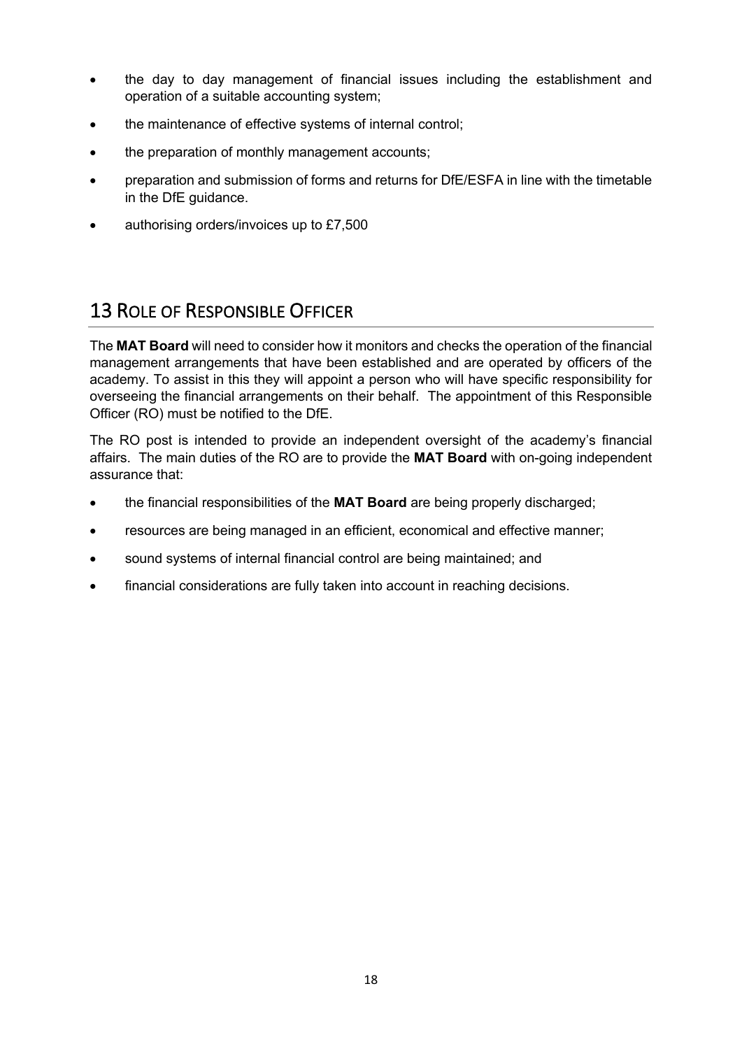- the day to day management of financial issues including the establishment and operation of a suitable accounting system;
- the maintenance of effective systems of internal control;
- the preparation of monthly management accounts;
- preparation and submission of forms and returns for DfE/ESFA in line with the timetable in the DfE guidance.
- authorising orders/invoices up to £7,500

## 13 Role of Responsible Officer

The **MAT Board** will need to consider how it monitors and checks the operation of the financial management arrangements that have been established and are operated by officers of the academy. To assist in this they will appoint a person who will have specific responsibility for overseeing the financial arrangements on their behalf. The appointment of this Responsible Officer (RO) must be notified to the DfE.

The RO post is intended to provide an independent oversight of the academy's financial affairs. The main duties of the RO are to provide the **MAT Board** with on-going independent assurance that:

- the financial responsibilities of the **MAT Board** are being properly discharged;
- resources are being managed in an efficient, economical and effective manner;
- sound systems of internal financial control are being maintained; and
- financial considerations are fully taken into account in reaching decisions.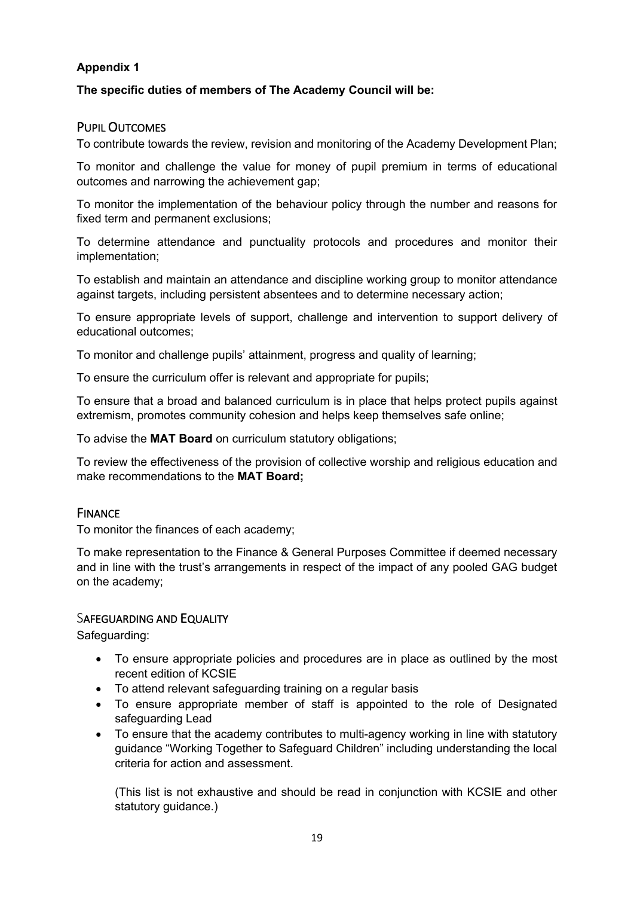**Appendix 1**

**The specific duties of members of The Academy Council will be:**

## PUPIL OUTCOMES

To contribute towards the review, revision and monitoring of the Academy Development Plan;

To monitor and challenge the value for money of pupil premium in terms of educational outcomes and narrowing the achievement gap;

To monitor the implementation of the behaviour policy through the number and reasons for fixed term and permanent exclusions;

To determine attendance and punctuality protocols and procedures and monitor their implementation;

To establish and maintain an attendance and discipline working group to monitor attendance against targets, including persistent absentees and to determine necessary action;

To ensure appropriate levels of support, challenge and intervention to support delivery of educational outcomes;

To monitor and challenge pupils' attainment, progress and quality of learning;

To ensure the curriculum offer is relevant and appropriate for pupils;

To ensure that a broad and balanced curriculum is in place that helps protect pupils against extremism, promotes community cohesion and helps keep themselves safe online;

To advise the **MAT Board** on curriculum statutory obligations;

To review the effectiveness of the provision of collective worship and religious education and make recommendations to the **MAT Board;**

## FINANCE

To monitor the finances of each academy;

To make representation to the Finance & General Purposes Committee if deemed necessary and in line with the trust's arrangements in respect of the impact of any pooled GAG budget on the academy;

## SAFEGUARDING AND EQUALITY

Safeguarding:

- To ensure appropriate policies and procedures are in place as outlined by the most recent edition of KCSIE
- To attend relevant safeguarding training on a regular basis
- To ensure appropriate member of staff is appointed to the role of Designated safeguarding Lead
- To ensure that the academy contributes to multi-agency working in line with statutory guidance "Working Together to Safeguard Children" including understanding the local criteria for action and assessment.

  (This list is not exhaustive and should be read in conjunction with KCSIE and other statutory guidance.)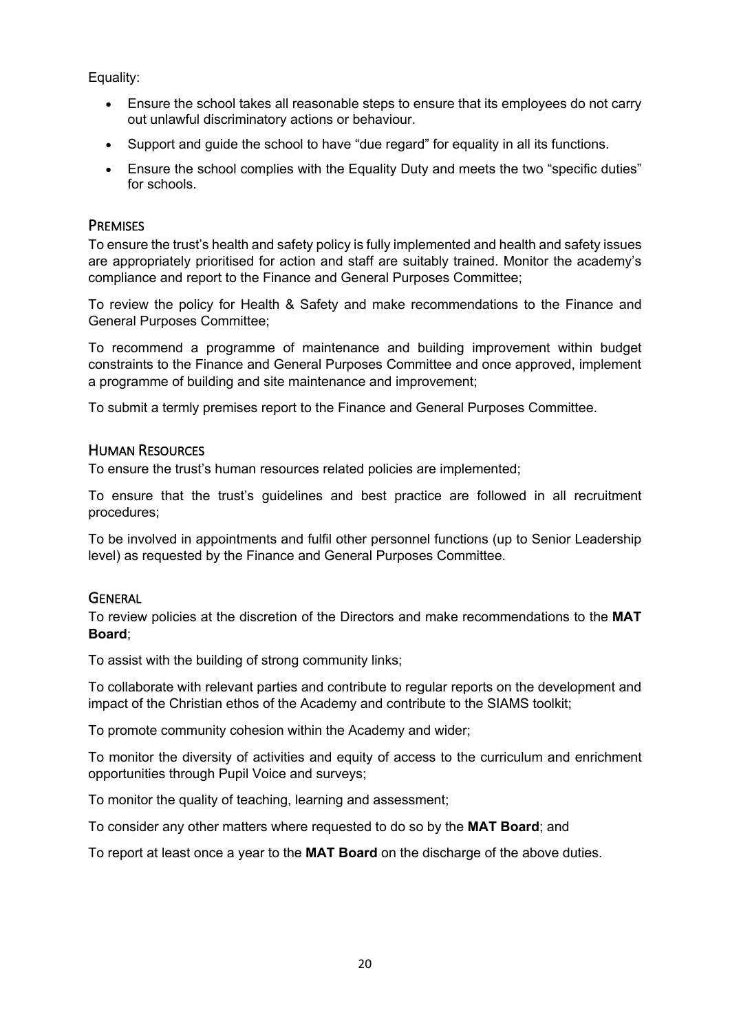Equality:

- Ensure the school takes all reasonable steps to ensure that its employees do not carry out unlawful discriminatory actions or behaviour.
- Support and guide the school to have "due regard" for equality in all its functions.
- Ensure the school complies with the Equality Duty and meets the two "specific duties" for schools.

## PREMISES

To ensure the trust's health and safety policy is fully implemented and health and safety issues are appropriately prioritised for action and staff are suitably trained. Monitor the academy's compliance and report to the Finance and General Purposes Committee;

To review the policy for Health & Safety and make recommendations to the Finance and General Purposes Committee;

To recommend a programme of maintenance and building improvement within budget constraints to the Finance and General Purposes Committee and once approved, implement a programme of building and site maintenance and improvement;

To submit a termly premises report to the Finance and General Purposes Committee.

## HUMAN RESOURCES

To ensure the trust's human resources related policies are implemented;

To ensure that the trust's guidelines and best practice are followed in all recruitment procedures;

To be involved in appointments and fulfil other personnel functions (up to Senior Leadership level) as requested by the Finance and General Purposes Committee.

## GENERAL

To review policies at the discretion of the Directors and make recommendations to the **MAT Board**;

To assist with the building of strong community links;

To collaborate with relevant parties and contribute to regular reports on the development and impact of the Christian ethos of the Academy and contribute to the SIAMS toolkit;

To promote community cohesion within the Academy and wider;

To monitor the diversity of activities and equity of access to the curriculum and enrichment opportunities through Pupil Voice and surveys;

To monitor the quality of teaching, learning and assessment;

To consider any other matters where requested to do so by the **MAT Board**; and

To report at least once a year to the **MAT Board** on the discharge of the above duties.